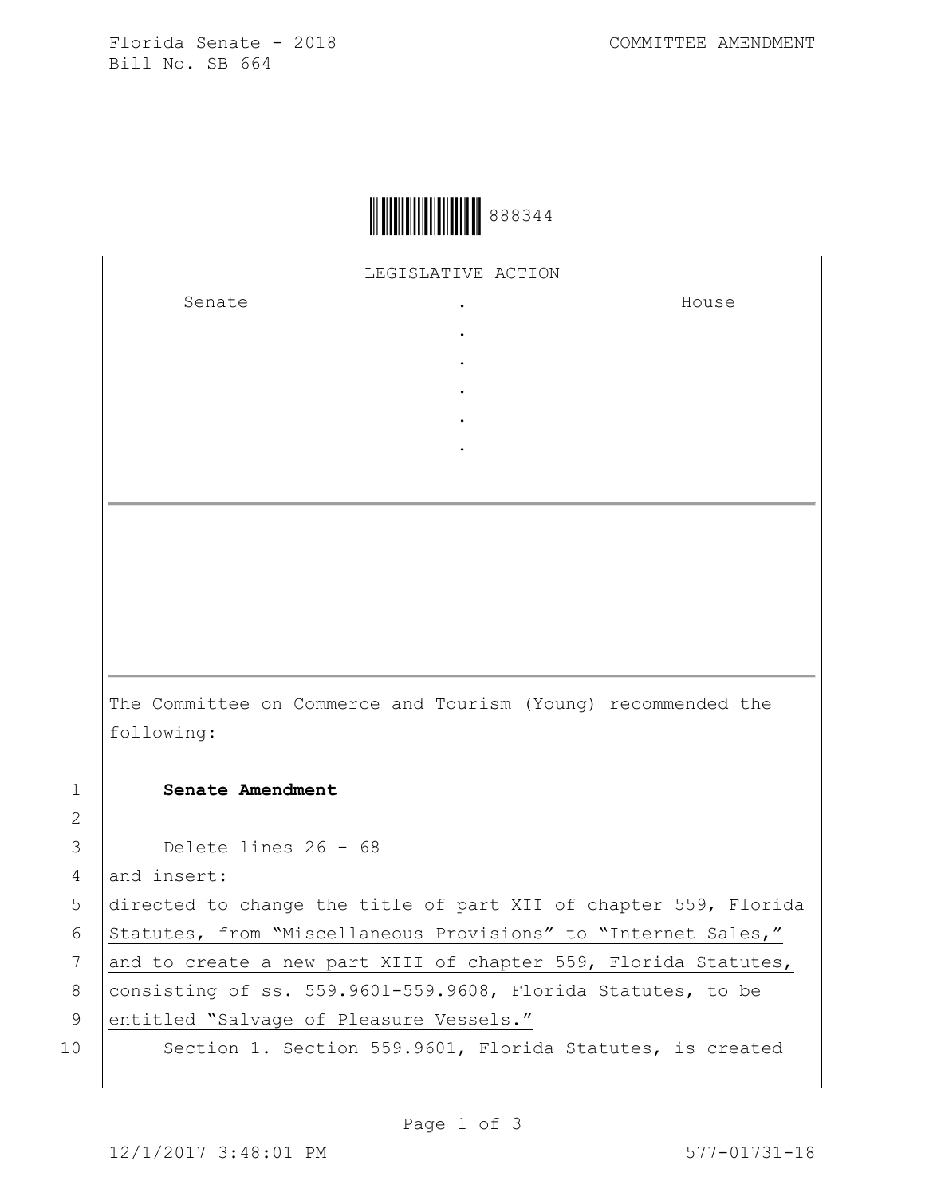Florida Senate - 2018
Bill No. SB 664

COMMITTEE AMENDMENT

888344

LEGISLATIVE ACTION

| Senate | . | House |
|---|---|---|
| | . | |
| | . | |
| | . | |
| | . | |
| | . | |

The Committee on Commerce and Tourism (Young) recommended the following:

1 **Senate Amendment**

2

3 Delete lines 26 - 68

4 and insert:

5 directed to change the title of part XII of chapter 559, Florida

6 Statutes, from "Miscellaneous Provisions" to "Internet Sales,"

7 and to create a new part XIII of chapter 559, Florida Statutes,

8 consisting of ss. 559.9601-559.9608, Florida Statutes, to be

9 entitled "Salvage of Pleasure Vessels."

10 Section 1. Section 559.9601, Florida Statutes, is created

12/1/2017 3:48:01 PM

577-01731-18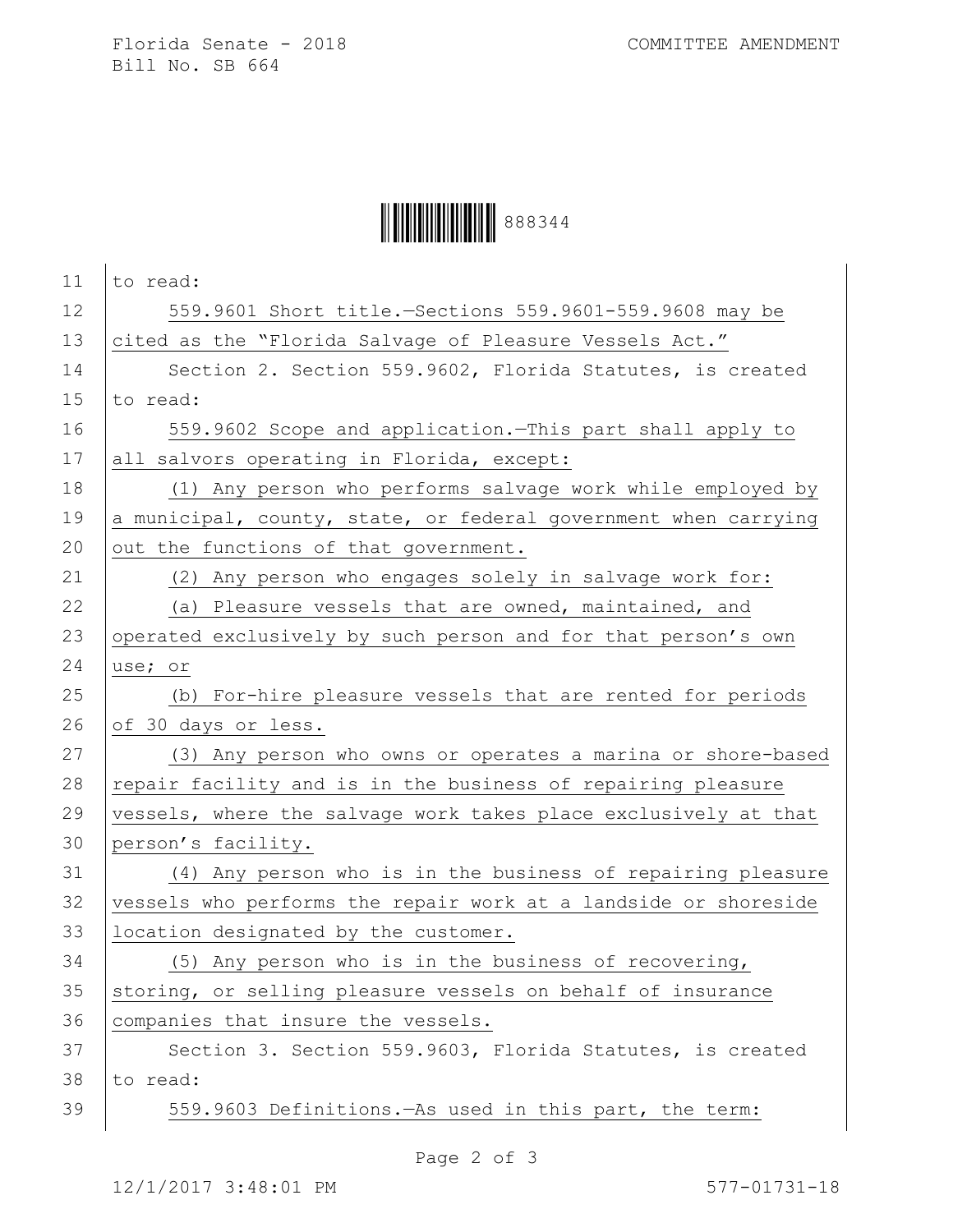to read:

559.9601 Short title.—Sections 559.9601-559.9608 may be cited as the "Florida Salvage of Pleasure Vessels Act."

Section 2. Section 559.9602, Florida Statutes, is created to read:

559.9602 Scope and application.—This part shall apply to all salvors operating in Florida, except:

(1) Any person who performs salvage work while employed by a municipal, county, state, or federal government when carrying out the functions of that government.

(2) Any person who engages solely in salvage work for:

(a) Pleasure vessels that are owned, maintained, and operated exclusively by such person and for that person's own use; or

(b) For-hire pleasure vessels that are rented for periods of 30 days or less.

(3) Any person who owns or operates a marina or shore-based repair facility and is in the business of repairing pleasure vessels, where the salvage work takes place exclusively at that person's facility.

(4) Any person who is in the business of repairing pleasure vessels who performs the repair work at a landside or shoreside location designated by the customer.

(5) Any person who is in the business of recovering, storing, or selling pleasure vessels on behalf of insurance companies that insure the vessels.

Section 3. Section 559.9603, Florida Statutes, is created to read:

559.9603 Definitions.—As used in this part, the term: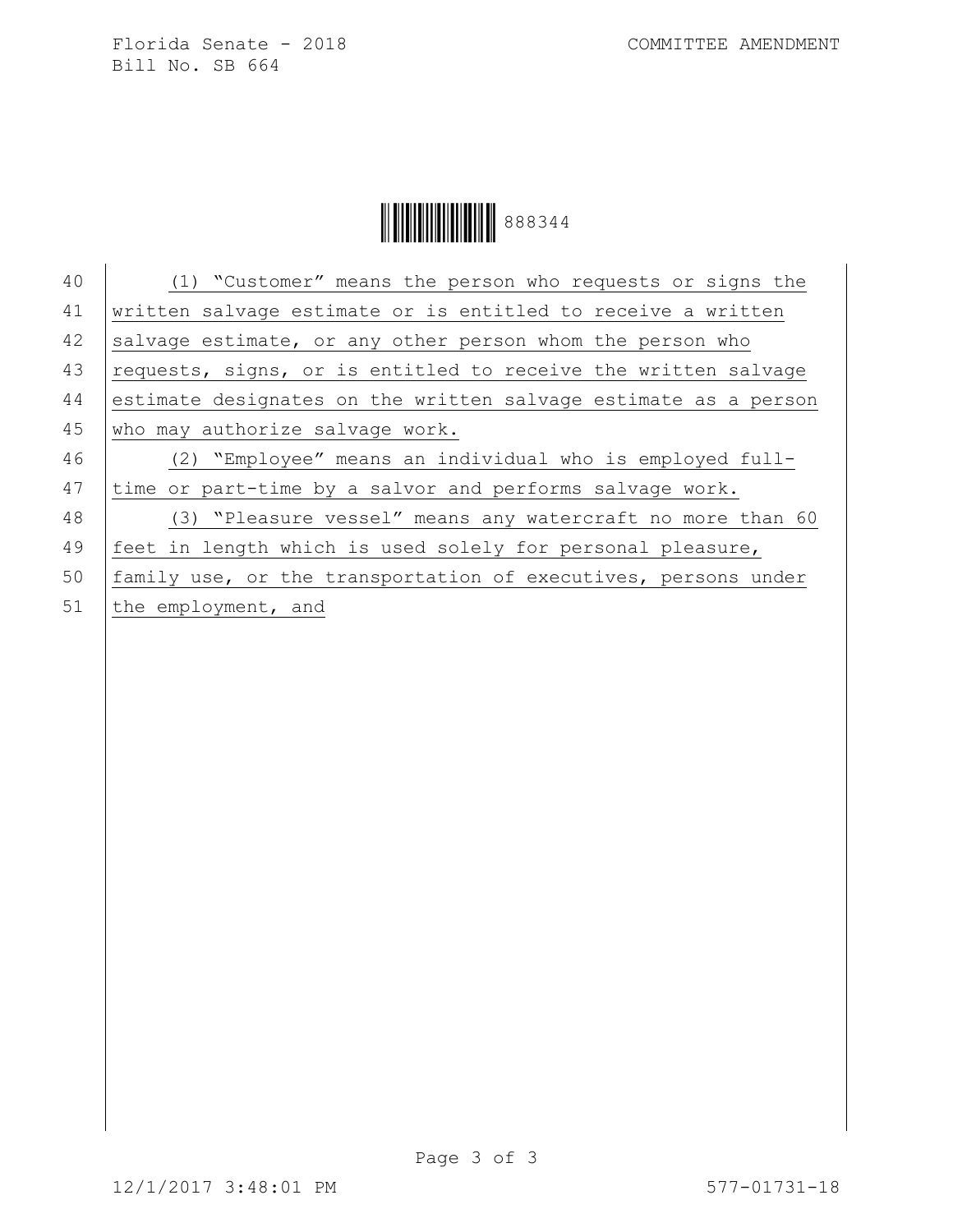(1) "Customer" means the person who requests or signs the written salvage estimate or is entitled to receive a written salvage estimate, or any other person whom the person who requests, signs, or is entitled to receive the written salvage estimate designates on the written salvage estimate as a person who may authorize salvage work.

(2) "Employee" means an individual who is employed full-time or part-time by a salvor and performs salvage work.

(3) "Pleasure vessel" means any watercraft no more than 60 feet in length which is used solely for personal pleasure, family use, or the transportation of executives, persons under the employment, and